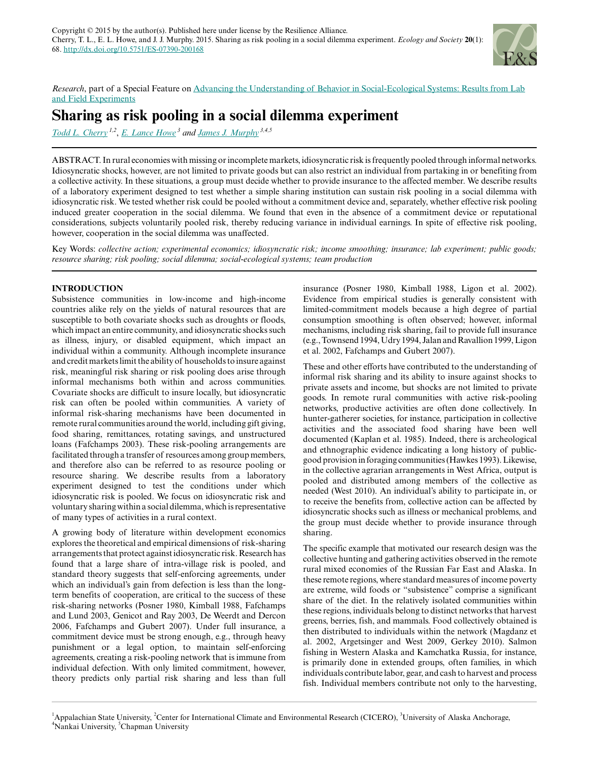Copyright © 2015 by the author(s). Published here under license by the Resilience Alliance.
Cherry, T. L., E. L. Howe, and J. J. Murphy. 2015. Sharing as risk pooling in a social dilemma experiment. *Ecology and Society* **20**(1): 68. http://dx.doi.org/10.5751/ES-07390-200168

*Research*, part of a Special Feature on Advancing the Understanding of Behavior in Social-Ecological Systems: Results from Lab and Field Experiments

# Sharing as risk pooling in a social dilemma experiment

*Todd L. Cherry* [1,2], *E. Lance Howe* [3] and *James J. Murphy* [3,4,5]

ABSTRACT. In rural economies with missing or incomplete markets, idiosyncratic risk is frequently pooled through informal networks. Idiosyncratic shocks, however, are not limited to private goods but can also restrict an individual from partaking in or benefiting from a collective activity. In these situations, a group must decide whether to provide insurance to the affected member. We describe results of a laboratory experiment designed to test whether a simple sharing institution can sustain risk pooling in a social dilemma with idiosyncratic risk. We tested whether risk could be pooled without a commitment device and, separately, whether effective risk pooling induced greater cooperation in the social dilemma. We found that even in the absence of a commitment device or reputational considerations, subjects voluntarily pooled risk, thereby reducing variance in individual earnings. In spite of effective risk pooling, however, cooperation in the social dilemma was unaffected.

Key Words: *collective action; experimental economics; idiosyncratic risk; income smoothing; insurance; lab experiment; public goods; resource sharing; risk pooling; social dilemma; social-ecological systems; team production*

## INTRODUCTION

Subsistence communities in low-income and high-income countries alike rely on the yields of natural resources that are susceptible to both covariate shocks such as droughts or floods, which impact an entire community, and idiosyncratic shocks such as illness, injury, or disabled equipment, which impact an individual within a community. Although incomplete insurance and credit markets limit the ability of households to insure against risk, meaningful risk sharing or risk pooling does arise through informal mechanisms both within and across communities. Covariate shocks are difficult to insure locally, but idiosyncratic risk can often be pooled within communities. A variety of informal risk-sharing mechanisms have been documented in remote rural communities around the world, including gift giving, food sharing, remittances, rotating savings, and unstructured loans (Fafchamps 2003). These risk-pooling arrangements are facilitated through a transfer of resources among group members, and therefore also can be referred to as resource pooling or resource sharing. We describe results from a laboratory experiment designed to test the conditions under which idiosyncratic risk is pooled. We focus on idiosyncratic risk and voluntary sharing within a social dilemma, which is representative of many types of activities in a rural context.

A growing body of literature within development economics explores the theoretical and empirical dimensions of risk-sharing arrangements that protect against idiosyncratic risk. Research has found that a large share of intra-village risk is pooled, and standard theory suggests that self-enforcing agreements, under which an individual's gain from defection is less than the long-term benefits of cooperation, are critical to the success of these risk-sharing networks (Posner 1980, Kimball 1988, Fafchamps and Lund 2003, Genicot and Ray 2003, De Weerdt and Dercon 2006, Fafchamps and Gubert 2007). Under full insurance, a commitment device must be strong enough, e.g., through heavy punishment or a legal option, to maintain self-enforcing agreements, creating a risk-pooling network that is immune from individual defection. With only limited commitment, however, theory predicts only partial risk sharing and less than full insurance (Posner 1980, Kimball 1988, Ligon et al. 2002). Evidence from empirical studies is generally consistent with limited-commitment models because a high degree of partial consumption smoothing is often observed; however, informal mechanisms, including risk sharing, fail to provide full insurance (e.g., Townsend 1994, Udry 1994, Jalan and Ravallion 1999, Ligon et al. 2002, Fafchamps and Gubert 2007).

These and other efforts have contributed to the understanding of informal risk sharing and its ability to insure against shocks to private assets and income, but shocks are not limited to private goods. In remote rural communities with active risk-pooling networks, productive activities are often done collectively. In hunter-gatherer societies, for instance, participation in collective activities and the associated food sharing have been well documented (Kaplan et al. 1985). Indeed, there is archeological and ethnographic evidence indicating a long history of public-good provision in foraging communities (Hawkes 1993). Likewise, in the collective agrarian arrangements in West Africa, output is pooled and distributed among members of the collective as needed (West 2010). An individual's ability to participate in, or to receive the benefits from, collective action can be affected by idiosyncratic shocks such as illness or mechanical problems, and the group must decide whether to provide insurance through sharing.

The specific example that motivated our research design was the collective hunting and gathering activities observed in the remote rural mixed economies of the Russian Far East and Alaska. In these remote regions, where standard measures of income poverty are extreme, wild foods or "subsistence" comprise a significant share of the diet. In the relatively isolated communities within these regions, individuals belong to distinct networks that harvest greens, berries, fish, and mammals. Food collectively obtained is then distributed to individuals within the network (Magdanz et al. 2002, Argetsinger and West 2009, Gerkey 2010). Salmon fishing in Western Alaska and Kamchatka Russia, for instance, is primarily done in extended groups, often families, in which individuals contribute labor, gear, and cash to harvest and process fish. Individual members contribute not only to the harvesting,

[1] Appalachian State University, [2] Center for International Climate and Environmental Research (CICERO), [3] University of Alaska Anchorage, [4] Nankai University, [5] Chapman University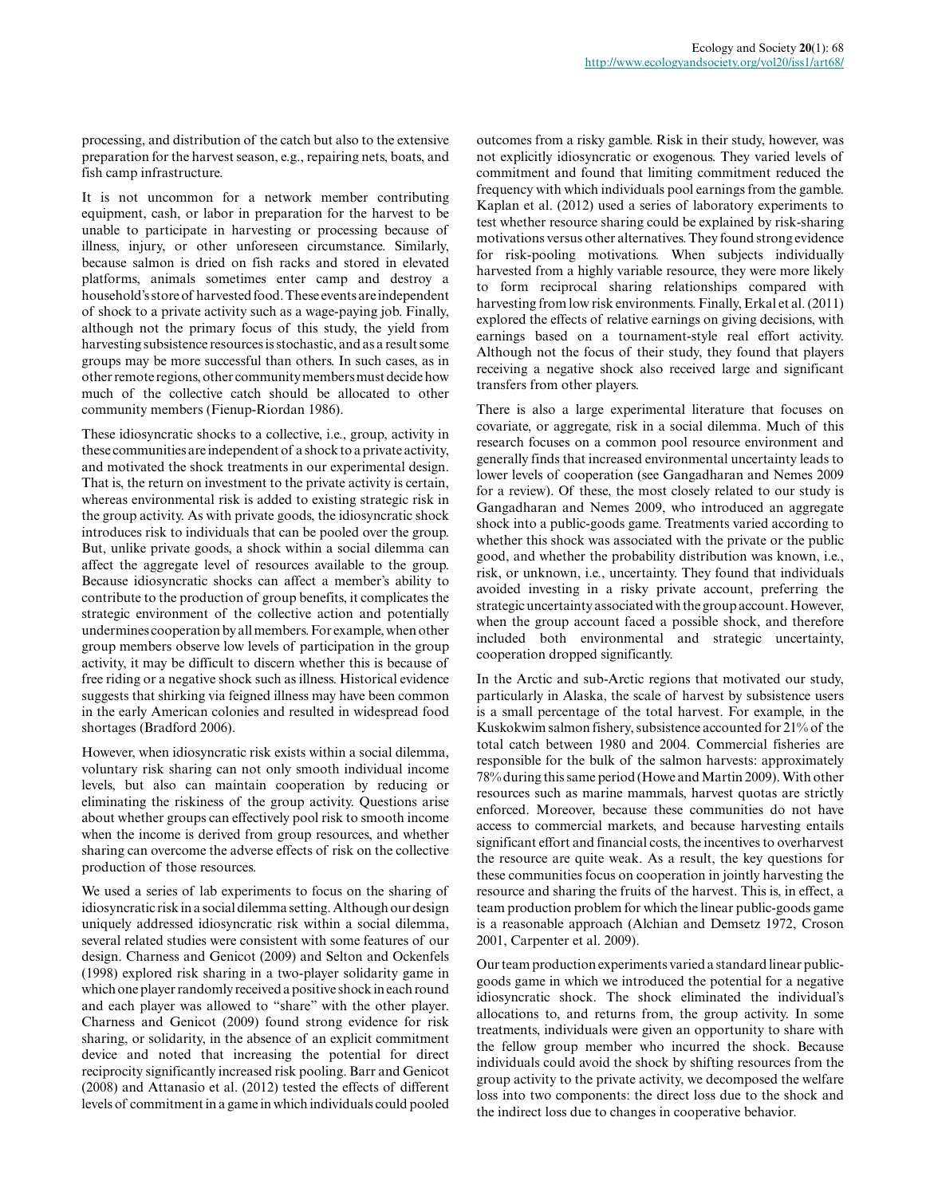processing, and distribution of the catch but also to the extensive preparation for the harvest season, e.g., repairing nets, boats, and fish camp infrastructure.

It is not uncommon for a network member contributing equipment, cash, or labor in preparation for the harvest to be unable to participate in harvesting or processing because of illness, injury, or other unforeseen circumstance. Similarly, because salmon is dried on fish racks and stored in elevated platforms, animals sometimes enter camp and destroy a household's store of harvested food. These events are independent of shock to a private activity such as a wage-paying job. Finally, although not the primary focus of this study, the yield from harvesting subsistence resources is stochastic, and as a result some groups may be more successful than others. In such cases, as in other remote regions, other community members must decide how much of the collective catch should be allocated to other community members (Fienup-Riordan 1986).

These idiosyncratic shocks to a collective, i.e., group, activity in these communities are independent of a shock to a private activity, and motivated the shock treatments in our experimental design. That is, the return on investment to the private activity is certain, whereas environmental risk is added to existing strategic risk in the group activity. As with private goods, the idiosyncratic shock introduces risk to individuals that can be pooled over the group. But, unlike private goods, a shock within a social dilemma can affect the aggregate level of resources available to the group. Because idiosyncratic shocks can affect a member's ability to contribute to the production of group benefits, it complicates the strategic environment of the collective action and potentially undermines cooperation by all members. For example, when other group members observe low levels of participation in the group activity, it may be difficult to discern whether this is because of free riding or a negative shock such as illness. Historical evidence suggests that shirking via feigned illness may have been common in the early American colonies and resulted in widespread food shortages (Bradford 2006).

However, when idiosyncratic risk exists within a social dilemma, voluntary risk sharing can not only smooth individual income levels, but also can maintain cooperation by reducing or eliminating the riskiness of the group activity. Questions arise about whether groups can effectively pool risk to smooth income when the income is derived from group resources, and whether sharing can overcome the adverse effects of risk on the collective production of those resources.

We used a series of lab experiments to focus on the sharing of idiosyncratic risk in a social dilemma setting. Although our design uniquely addressed idiosyncratic risk within a social dilemma, several related studies were consistent with some features of our design. Charness and Genicot (2009) and Selton and Ockenfels (1998) explored risk sharing in a two-player solidarity game in which one player randomly received a positive shock in each round and each player was allowed to "share" with the other player. Charness and Genicot (2009) found strong evidence for risk sharing, or solidarity, in the absence of an explicit commitment device and noted that increasing the potential for direct reciprocity significantly increased risk pooling. Barr and Genicot (2008) and Attanasio et al. (2012) tested the effects of different levels of commitment in a game in which individuals could pooled outcomes from a risky gamble. Risk in their study, however, was not explicitly idiosyncratic or exogenous. They varied levels of commitment and found that limiting commitment reduced the frequency with which individuals pool earnings from the gamble. Kaplan et al. (2012) used a series of laboratory experiments to test whether resource sharing could be explained by risk-sharing motivations versus other alternatives. They found strong evidence for risk-pooling motivations. When subjects individually harvested from a highly variable resource, they were more likely to form reciprocal sharing relationships compared with harvesting from low risk environments. Finally, Erkal et al. (2011) explored the effects of relative earnings on giving decisions, with earnings based on a tournament-style real effort activity. Although not the focus of their study, they found that players receiving a negative shock also received large and significant transfers from other players.

There is also a large experimental literature that focuses on covariate, or aggregate, risk in a social dilemma. Much of this research focuses on a common pool resource environment and generally finds that increased environmental uncertainty leads to lower levels of cooperation (see Gangadharan and Nemes 2009 for a review). Of these, the most closely related to our study is Gangadharan and Nemes 2009, who introduced an aggregate shock into a public-goods game. Treatments varied according to whether this shock was associated with the private or the public good, and whether the probability distribution was known, i.e., risk, or unknown, i.e., uncertainty. They found that individuals avoided investing in a risky private account, preferring the strategic uncertainty associated with the group account. However, when the group account faced a possible shock, and therefore included both environmental and strategic uncertainty, cooperation dropped significantly.

In the Arctic and sub-Arctic regions that motivated our study, particularly in Alaska, the scale of harvest by subsistence users is a small percentage of the total harvest. For example, in the Kuskokwim salmon fishery, subsistence accounted for 21% of the total catch between 1980 and 2004. Commercial fisheries are responsible for the bulk of the salmon harvests: approximately 78% during this same period (Howe and Martin 2009). With other resources such as marine mammals, harvest quotas are strictly enforced. Moreover, because these communities do not have access to commercial markets, and because harvesting entails significant effort and financial costs, the incentives to overharvest the resource are quite weak. As a result, the key questions for these communities focus on cooperation in jointly harvesting the resource and sharing the fruits of the harvest. This is, in effect, a team production problem for which the linear public-goods game is a reasonable approach (Alchian and Demsetz 1972, Croson 2001, Carpenter et al. 2009).

Our team production experiments varied a standard linear public-goods game in which we introduced the potential for a negative idiosyncratic shock. The shock eliminated the individual's allocations to, and returns from, the group activity. In some treatments, individuals were given an opportunity to share with the fellow group member who incurred the shock. Because individuals could avoid the shock by shifting resources from the group activity to the private activity, we decomposed the welfare loss into two components: the direct loss due to the shock and the indirect loss due to changes in cooperative behavior.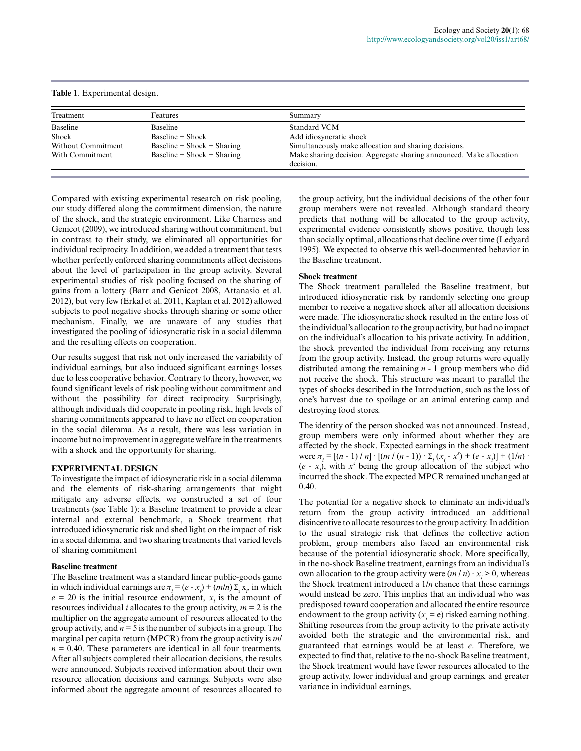**Table 1**. Experimental design.

| Treatment | Features | Summary |
|---|---|---|
| Baseline | Baseline | Standard VCM |
| Shock | Baseline + Shock | Add idiosyncratic shock |
| Without Commitment | Baseline + Shock + Sharing | Simultaneously make allocation and sharing decisions. |
| With Commitment | Baseline + Shock + Sharing | Make sharing decision. Aggregate sharing announced. Make allocation decision. |

Compared with existing experimental research on risk pooling, our study differed along the commitment dimension, the nature of the shock, and the strategic environment. Like Charness and Genicot (2009), we introduced sharing without commitment, but in contrast to their study, we eliminated all opportunities for individual reciprocity. In addition, we added a treatment that tests whether perfectly enforced sharing commitments affect decisions about the level of participation in the group activity. Several experimental studies of risk pooling focused on the sharing of gains from a lottery (Barr and Genicot 2008, Attanasio et al. 2012), but very few (Erkal et al. 2011, Kaplan et al. 2012) allowed subjects to pool negative shocks through sharing or some other mechanism. Finally, we are unaware of any studies that investigated the pooling of idiosyncratic risk in a social dilemma and the resulting effects on cooperation.

Our results suggest that risk not only increased the variability of individual earnings, but also induced significant earnings losses due to less cooperative behavior. Contrary to theory, however, we found significant levels of risk pooling without commitment and without the possibility for direct reciprocity. Surprisingly, although individuals did cooperate in pooling risk, high levels of sharing commitments appeared to have no effect on cooperation in the social dilemma. As a result, there was less variation in income but no improvement in aggregate welfare in the treatments with a shock and the opportunity for sharing.

## EXPERIMENTAL DESIGN

To investigate the impact of idiosyncratic risk in a social dilemma and the elements of risk-sharing arrangements that might mitigate any adverse effects, we constructed a set of four treatments (see Table 1): a Baseline treatment to provide a clear internal and external benchmark, a Shock treatment that introduced idiosyncratic risk and shed light on the impact of risk in a social dilemma, and two sharing treatments that varied levels of sharing commitment

### Baseline treatment

The Baseline treatment was a standard linear public-goods game in which individual earnings are $\pi_i = (e - x_i) + (m/n) \Sigma_i x_i$, in which $e = 20$ is the initial resource endowment, $x_i$ is the amount of resources individual $i$ allocates to the group activity, $m = 2$ is the multiplier on the aggregate amount of resources allocated to the group activity, and $n = 5$ is the number of subjects in a group. The marginal per capita return (MPCR) from the group activity is $m/n = 0.40$. These parameters are identical in all four treatments. After all subjects completed their allocation decisions, the results were announced. Subjects received information about their own resource allocation decisions and earnings. Subjects were also informed about the aggregate amount of resources allocated to the group activity, but the individual decisions of the other four group members were not revealed. Although standard theory predicts that nothing will be allocated to the group activity, experimental evidence consistently shows positive, though less than socially optimal, allocations that decline over time (Ledyard 1995). We expected to observe this well-documented behavior in the Baseline treatment.

### Shock treatment

The Shock treatment paralleled the Baseline treatment, but introduced idiosyncratic risk by randomly selecting one group member to receive a negative shock after all allocation decisions were made. The idiosyncratic shock resulted in the entire loss of the individual's allocation to the group activity, but had no impact on the individual's allocation to his private activity. In addition, the shock prevented the individual from receiving any returns from the group activity. Instead, the group returns were equally distributed among the remaining $n$ - 1 group members who did not receive the shock. This structure was meant to parallel the types of shocks described in the Introduction, such as the loss of one's harvest due to spoilage or an animal entering camp and destroying food stores.

The identity of the person shocked was not announced. Instead, group members were only informed about whether they are affected by the shock. Expected earnings in the shock treatment were $\pi_i = [(n - 1) / n] \cdot [(m / (n - 1)) \cdot \Sigma_i (x_i - x^s) + (e - x_i)] + (1/n) \cdot (e - x_i)$, with $x^s$ being the group allocation of the subject who incurred the shock. The expected MPCR remained unchanged at 0.40.

The potential for a negative shock to eliminate an individual's return from the group activity introduced an additional disincentive to allocate resources to the group activity. In addition to the usual strategic risk that defines the collective action problem, group members also faced an environmental risk because of the potential idiosyncratic shock. More specifically, in the no-shock Baseline treatment, earnings from an individual's own allocation to the group activity were $(m / n) \cdot x_i > 0$, whereas the Shock treatment introduced a $1/n$ chance that these earnings would instead be zero. This implies that an individual who was predisposed toward cooperation and allocated the entire resource endowment to the group activity ($x_i$ = e) risked earning nothing. Shifting resources from the group activity to the private activity avoided both the strategic and the environmental risk, and guaranteed that earnings would be at least $e$. Therefore, we expected to find that, relative to the no-shock Baseline treatment, the Shock treatment would have fewer resources allocated to the group activity, lower individual and group earnings, and greater variance in individual earnings.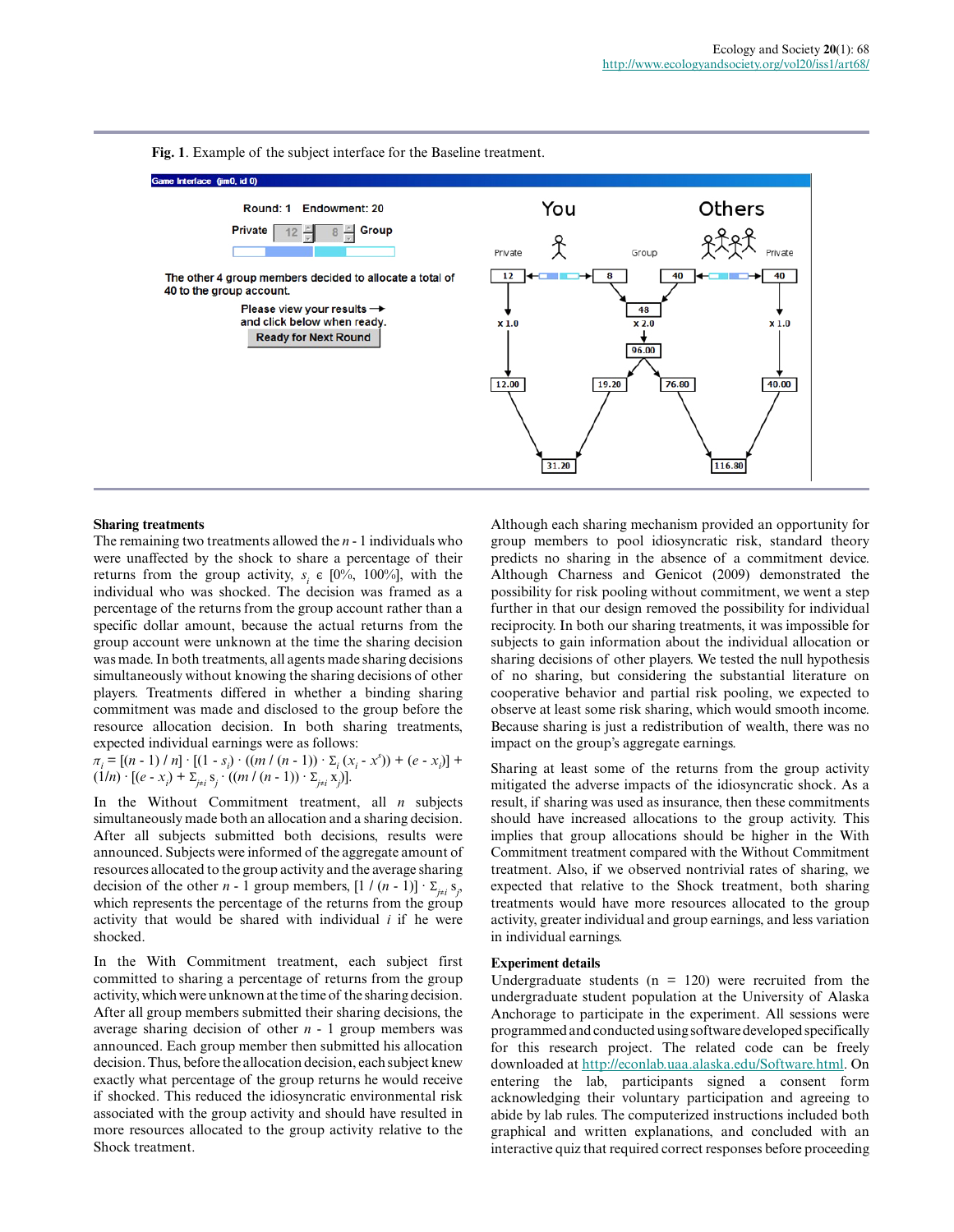**Fig. 1**. Example of the subject interface for the Baseline treatment.

### Sharing treatments

The remaining two treatments allowed the $n$ - 1 individuals who were unaffected by the shock to share a percentage of their returns from the group activity, $s_i \in [0\%, 100\%]$, with the individual who was shocked. The decision was framed as a percentage of the returns from the group account rather than a specific dollar amount, because the actual returns from the group account were unknown at the time the sharing decision was made. In both treatments, all agents made sharing decisions simultaneously without knowing the sharing decisions of other players. Treatments differed in whether a binding sharing commitment was made and disclosed to the group before the resource allocation decision. In both sharing treatments, expected individual earnings were as follows:

$\pi_i = [(n - 1) / n] \cdot [(1 - s_i) \cdot ((m / (n - 1)) \cdot \Sigma_i (x_i - x^s)) + (e - x_i)] + (1/n) \cdot [(e - x_i) + \Sigma_{j \neq i} s_j \cdot ((m / (n - 1)) \cdot \Sigma_{j \neq i} x_j)]$.

In the Without Commitment treatment, all $n$ subjects simultaneously made both an allocation and a sharing decision. After all subjects submitted both decisions, results were announced. Subjects were informed of the aggregate amount of resources allocated to the group activity and the average sharing decision of the other $n$ - 1 group members, $[1 / (n - 1)] \cdot \Sigma_{j \neq i} s_j$, which represents the percentage of the returns from the group activity that would be shared with individual $i$ if he were shocked.

In the With Commitment treatment, each subject first committed to sharing a percentage of returns from the group activity, which were unknown at the time of the sharing decision. After all group members submitted their sharing decisions, the average sharing decision of other $n$ - 1 group members was announced. Each group member then submitted his allocation decision. Thus, before the allocation decision, each subject knew exactly what percentage of the group returns he would receive if shocked. This reduced the idiosyncratic environmental risk associated with the group activity and should have resulted in more resources allocated to the group activity relative to the Shock treatment.

Although each sharing mechanism provided an opportunity for group members to pool idiosyncratic risk, standard theory predicts no sharing in the absence of a commitment device. Although Charness and Genicot (2009) demonstrated the possibility for risk pooling without commitment, we went a step further in that our design removed the possibility for individual reciprocity. In both our sharing treatments, it was impossible for subjects to gain information about the individual allocation or sharing decisions of other players. We tested the null hypothesis of no sharing, but considering the substantial literature on cooperative behavior and partial risk pooling, we expected to observe at least some risk sharing, which would smooth income. Because sharing is just a redistribution of wealth, there was no impact on the group's aggregate earnings.

Sharing at least some of the returns from the group activity mitigated the adverse impacts of the idiosyncratic shock. As a result, if sharing was used as insurance, then these commitments should have increased allocations to the group activity. This implies that group allocations should be higher in the With Commitment treatment compared with the Without Commitment treatment. Also, if we observed nontrivial rates of sharing, we expected that relative to the Shock treatment, both sharing treatments would have more resources allocated to the group activity, greater individual and group earnings, and less variation in individual earnings.

### Experiment details

Undergraduate students (n = 120) were recruited from the undergraduate student population at the University of Alaska Anchorage to participate in the experiment. All sessions were programmed and conducted using software developed specifically for this research project. The related code can be freely downloaded at http://econlab.uaa.alaska.edu/Software.html. On entering the lab, participants signed a consent form acknowledging their voluntary participation and agreeing to abide by lab rules. The computerized instructions included both graphical and written explanations, and concluded with an interactive quiz that required correct responses before proceeding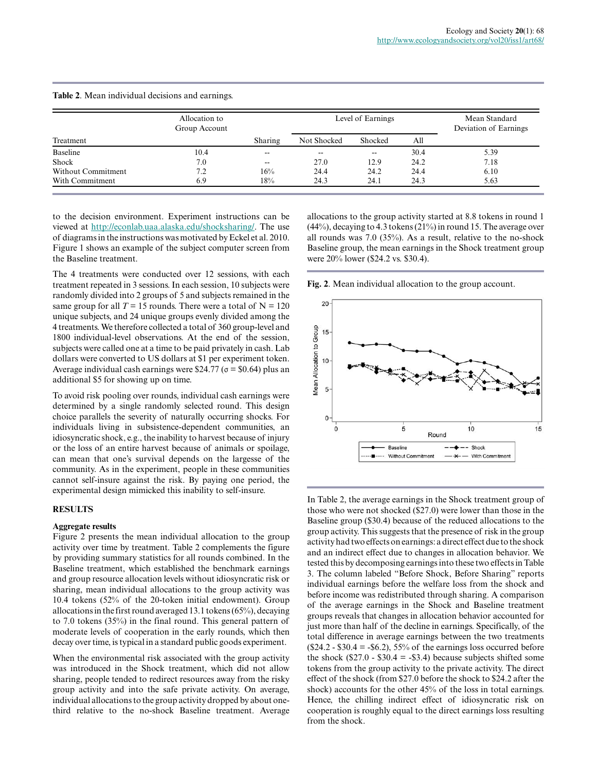**Table 2**. Mean individual decisions and earnings.

| Treatment | Allocation to Group Account | Sharing | Level of Earnings | | | Mean Standard Deviation of Earnings |
|---|---|---|---|---|---|---|
| | | | Not Shocked | Shocked | All | |
| Baseline | 10.4 | -- | -- | -- | 30.4 | 5.39 |
| Shock | 7.0 | -- | 27.0 | 12.9 | 24.2 | 7.18 |
| Without Commitment | 7.2 | 16% | 24.4 | 24.2 | 24.4 | 6.10 |
| With Commitment | 6.9 | 18% | 24.3 | 24.1 | 24.3 | 5.63 |

to the decision environment. Experiment instructions can be viewed at http://econlab.uaa.alaska.edu/shocksharing/. The use of diagrams in the instructions was motivated by Eckel et al. 2010. Figure 1 shows an example of the subject computer screen from the Baseline treatment.

The 4 treatments were conducted over 12 sessions, with each treatment repeated in 3 sessions. In each session, 10 subjects were randomly divided into 2 groups of 5 and subjects remained in the same group for all $T = 15$ rounds. There were a total of $N = 120$ unique subjects, and 24 unique groups evenly divided among the 4 treatments. We therefore collected a total of 360 group-level and 1800 individual-level observations. At the end of the session, subjects were called one at a time to be paid privately in cash. Lab dollars were converted to US dollars at $1 per experiment token. Average individual cash earnings were $24.77 ($\sigma$ = $0.64) plus an additional $5 for showing up on time.

To avoid risk pooling over rounds, individual cash earnings were determined by a single randomly selected round. This design choice parallels the severity of naturally occurring shocks. For individuals living in subsistence-dependent communities, an idiosyncratic shock, e.g., the inability to harvest because of injury or the loss of an entire harvest because of animals or spoilage, can mean that one's survival depends on the largesse of the community. As in the experiment, people in these communities cannot self-insure against the risk. By paying one period, the experimental design mimicked this inability to self-insure.

## RESULTS

### Aggregate results

Figure 2 presents the mean individual allocation to the group activity over time by treatment. Table 2 complements the figure by providing summary statistics for all rounds combined. In the Baseline treatment, which established the benchmark earnings and group resource allocation levels without idiosyncratic risk or sharing, mean individual allocations to the group activity was 10.4 tokens (52% of the 20-token initial endowment). Group allocations in the first round averaged 13.1 tokens (65%), decaying to 7.0 tokens (35%) in the final round. This general pattern of moderate levels of cooperation in the early rounds, which then decay over time, is typical in a standard public goods experiment.

When the environmental risk associated with the group activity was introduced in the Shock treatment, which did not allow sharing, people tended to redirect resources away from the risky group activity and into the safe private activity. On average, individual allocations to the group activity dropped by about one-third relative to the no-shock Baseline treatment. Average allocations to the group activity started at 8.8 tokens in round 1 (44%), decaying to 4.3 tokens (21%) in round 15. The average over all rounds was 7.0 (35%). As a result, relative to the no-shock Baseline group, the mean earnings in the Shock treatment group were 20% lower ($24.2 vs. $30.4).

**Fig. 2**. Mean individual allocation to the group account.

In Table 2, the average earnings in the Shock treatment group of those who were not shocked ($27.0) were lower than those in the Baseline group ($30.4) because of the reduced allocations to the group activity. This suggests that the presence of risk in the group activity had two effects on earnings: a direct effect due to the shock and an indirect effect due to changes in allocation behavior. We tested this by decomposing earnings into these two effects in Table 3. The column labeled "Before Shock, Before Sharing" reports individual earnings before the welfare loss from the shock and before income was redistributed through sharing. A comparison of the average earnings in the Shock and Baseline treatment groups reveals that changes in allocation behavior accounted for just more than half of the decline in earnings. Specifically, of the total difference in average earnings between the two treatments ($24.2 - $30.4 = -$6.2), 55% of the earnings loss occurred before the shock ($27.0 - $30.4 = -$3.4) because subjects shifted some tokens from the group activity to the private activity. The direct effect of the shock (from $27.0 before the shock to $24.2 after the shock) accounts for the other 45% of the loss in total earnings. Hence, the chilling indirect effect of idiosyncratic risk on cooperation is roughly equal to the direct earnings loss resulting from the shock.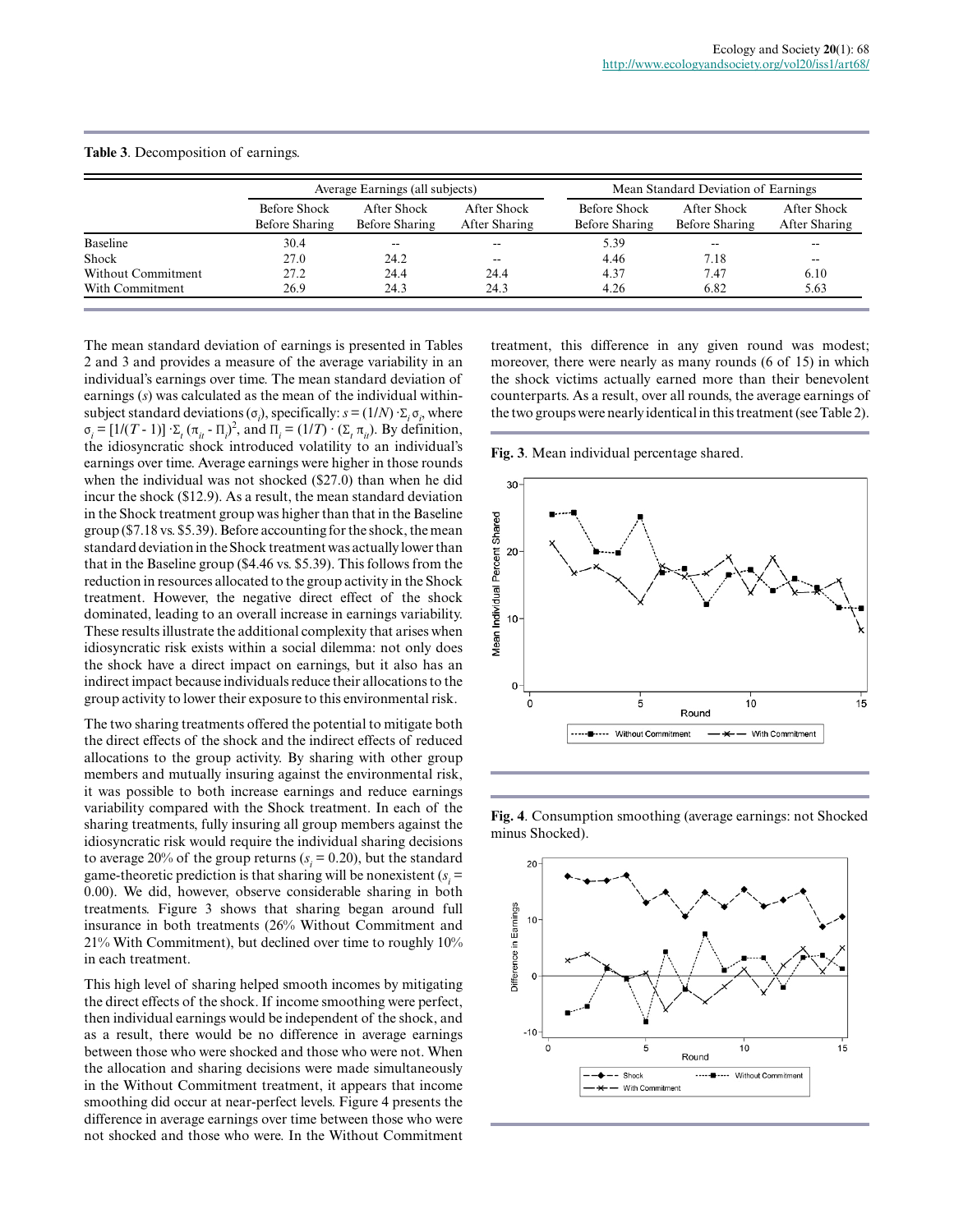**Table 3**. Decomposition of earnings.

| | Average Earnings (all subjects) | | | Mean Standard Deviation of Earnings | | |
|---|---|---|---|---|---|---|
| | Before Shock Before Sharing | After Shock Before Sharing | After Shock After Sharing | Before Shock Before Sharing | After Shock Before Sharing | After Shock After Sharing |
| Baseline | 30.4 | -- | -- | 5.39 | -- | -- |
| Shock | 27.0 | 24.2 | -- | 4.46 | 7.18 | -- |
| Without Commitment | 27.2 | 24.4 | 24.4 | 4.37 | 7.47 | 6.10 |
| With Commitment | 26.9 | 24.3 | 24.3 | 4.26 | 6.82 | 5.63 |

The mean standard deviation of earnings is presented in Tables 2 and 3 and provides a measure of the average variability in an individual's earnings over time. The mean standard deviation of earnings ($s$) was calculated as the mean of the individual within-subject standard deviations ($\sigma_i$), specifically: $s = (1/N) \cdot \Sigma_i \sigma_i$, where $\sigma_i = [1/(T - 1)] \cdot \Sigma_t (\pi_{ti} - \Pi_i)^2$, and $\Pi_i = (1/T) \cdot (\Sigma_t \pi_{ti})$. By definition, the idiosyncratic shock introduced volatility to an individual's earnings over time. Average earnings were higher in those rounds when the individual was not shocked (\$27.0) than when he did incur the shock (\$12.9). As a result, the mean standard deviation in the Shock treatment group was higher than that in the Baseline group (\$7.18 vs. \$5.39). Before accounting for the shock, the mean standard deviation in the Shock treatment was actually lower than that in the Baseline group (\$4.46 vs. \$5.39). This follows from the reduction in resources allocated to the group activity in the Shock treatment. However, the negative direct effect of the shock dominated, leading to an overall increase in earnings variability. These results illustrate the additional complexity that arises when idiosyncratic risk exists within a social dilemma: not only does the shock have a direct impact on earnings, but it also has an indirect impact because individuals reduce their allocations to the group activity to lower their exposure to this environmental risk.

The two sharing treatments offered the potential to mitigate both the direct effects of the shock and the indirect effects of reduced allocations to the group activity. By sharing with other group members and mutually insuring against the environmental risk, it was possible to both increase earnings and reduce earnings variability compared with the Shock treatment. In each of the sharing treatments, fully insuring all group members against the idiosyncratic risk would require the individual sharing decisions to average 20% of the group returns ($s_i = 0.20$), but the standard game-theoretic prediction is that sharing will be nonexistent ($s_i = 0.00$). We did, however, observe considerable sharing in both treatments. Figure 3 shows that sharing began around full insurance in both treatments (26% Without Commitment and 21% With Commitment), but declined over time to roughly 10% in each treatment.

This high level of sharing helped smooth incomes by mitigating the direct effects of the shock. If income smoothing were perfect, then individual earnings would be independent of the shock, and as a result, there would be no difference in average earnings between those who were shocked and those who were not. When the allocation and sharing decisions were made simultaneously in the Without Commitment treatment, it appears that income smoothing did occur at near-perfect levels. Figure 4 presents the difference in average earnings over time between those who were not shocked and those who were. In the Without Commitment treatment, this difference in any given round was modest; moreover, there were nearly as many rounds (6 of 15) in which the shock victims actually earned more than their benevolent counterparts. As a result, over all rounds, the average earnings of the two groups were nearly identical in this treatment (see Table 2).

**Fig. 3**. Mean individual percentage shared.

**Fig. 4**. Consumption smoothing (average earnings: not Shocked minus Shocked).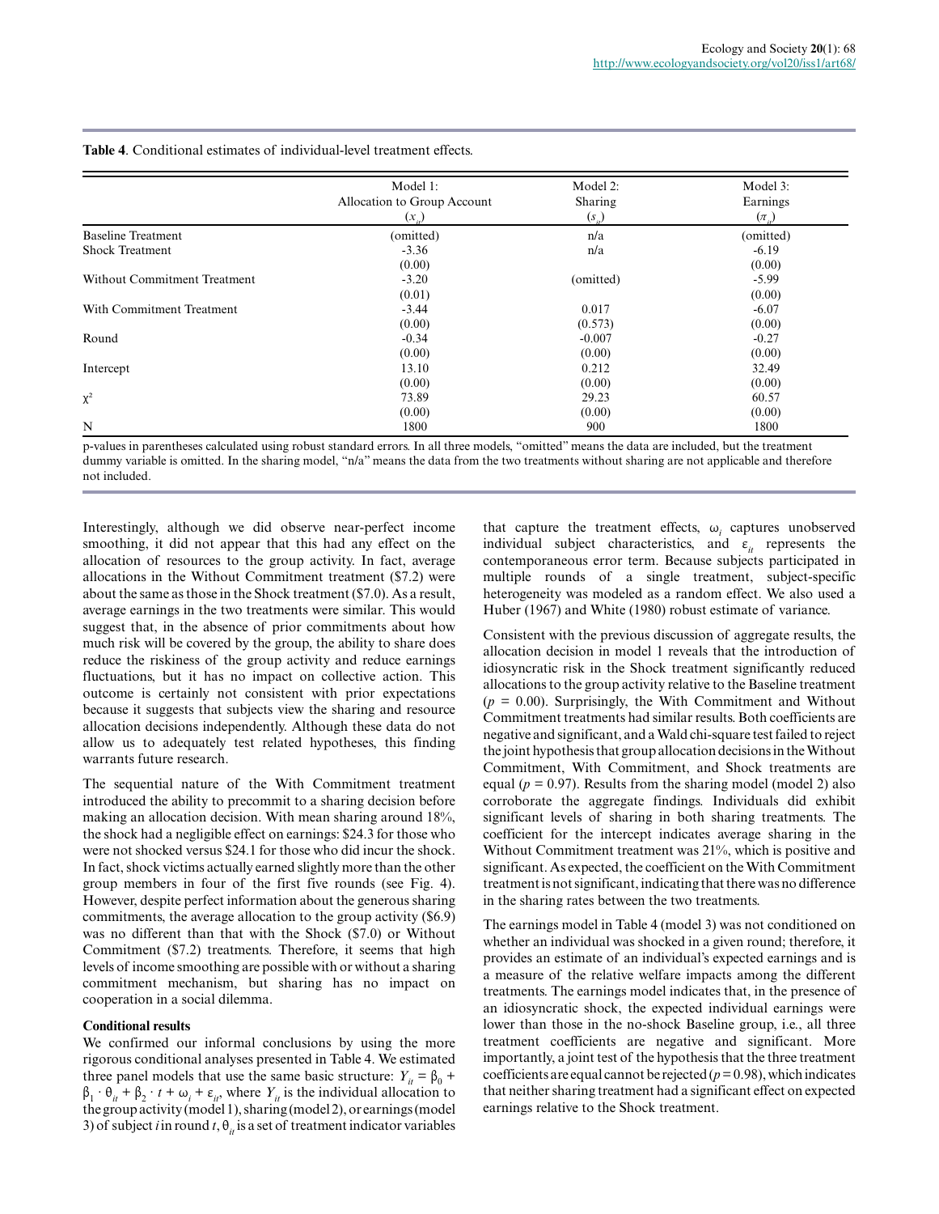**Table 4**. Conditional estimates of individual-level treatment effects.

| | Model 1: Allocation to Group Account ($x_{it}$) | Model 2: Sharing ($s_{it}$) | Model 3: Earnings ($\pi_{it}$) |
|---|---|---|---|
| Baseline Treatment | (omitted) | n/a | (omitted) |
| Shock Treatment | -3.36 | n/a | -6.19 |
| | (0.00) | | (0.00) |
| Without Commitment Treatment | -3.20 | (omitted) | -5.99 |
| | (0.01) | | (0.00) |
| With Commitment Treatment | -3.44 | 0.017 | -6.07 |
| | (0.00) | (0.573) | (0.00) |
| Round | -0.34 | -0.007 | -0.27 |
| | (0.00) | (0.00) | (0.00) |
| Intercept | 13.10 | 0.212 | 32.49 |
| | (0.00) | (0.00) | (0.00) |
| $\chi^2$ | 73.89 | 29.23 | 60.57 |
| | (0.00) | (0.00) | (0.00) |
| N | 1800 | 900 | 1800 |

p-values in parentheses calculated using robust standard errors. In all three models, "omitted" means the data are included, but the treatment dummy variable is omitted. In the sharing model, "n/a" means the data from the two treatments without sharing are not applicable and therefore not included.

Interestingly, although we did observe near-perfect income smoothing, it did not appear that this had any effect on the allocation of resources to the group activity. In fact, average allocations in the Without Commitment treatment ($7.2) were about the same as those in the Shock treatment ($7.0). As a result, average earnings in the two treatments were similar. This would suggest that, in the absence of prior commitments about how much risk will be covered by the group, the ability to share does reduce the riskiness of the group activity and reduce earnings fluctuations, but it has no impact on collective action. This outcome is certainly not consistent with prior expectations because it suggests that subjects view the sharing and resource allocation decisions independently. Although these data do not allow us to adequately test related hypotheses, this finding warrants future research.

The sequential nature of the With Commitment treatment introduced the ability to precommit to a sharing decision before making an allocation decision. With mean sharing around 18%, the shock had a negligible effect on earnings: $24.3 for those who were not shocked versus $24.1 for those who did incur the shock. In fact, shock victims actually earned slightly more than the other group members in four of the first five rounds (see Fig. 4). However, despite perfect information about the generous sharing commitments, the average allocation to the group activity ($6.9) was no different than that with the Shock ($7.0) or Without Commitment ($7.2) treatments. Therefore, it seems that high levels of income smoothing are possible with or without a sharing commitment mechanism, but sharing has no impact on cooperation in a social dilemma.

### Conditional results

We confirmed our informal conclusions by using the more rigorous conditional analyses presented in Table 4. We estimated three panel models that use the same basic structure: $Y_{it} = \beta_0 + \beta_1 \cdot \theta_{it} + \beta_2 \cdot t + \omega_i + \varepsilon_{it}$, where $Y_{it}$ is the individual allocation to the group activity (model 1), sharing (model 2), or earnings (model 3) of subject $i$ in round $t$, $\theta_{it}$ is a set of treatment indicator variables that capture the treatment effects, $\omega_i$ captures unobserved individual subject characteristics, and $\varepsilon_{it}$ represents the contemporaneous error term. Because subjects participated in multiple rounds of a single treatment, subject-specific heterogeneity was modeled as a random effect. We also used a Huber (1967) and White (1980) robust estimate of variance.

Consistent with the previous discussion of aggregate results, the allocation decision in model 1 reveals that the introduction of idiosyncratic risk in the Shock treatment significantly reduced allocations to the group activity relative to the Baseline treatment ($p$ = 0.00). Surprisingly, the With Commitment and Without Commitment treatments had similar results. Both coefficients are negative and significant, and a Wald chi-square test failed to reject the joint hypothesis that group allocation decisions in the Without Commitment, With Commitment, and Shock treatments are equal ($p$ = 0.97). Results from the sharing model (model 2) also corroborate the aggregate findings. Individuals did exhibit significant levels of sharing in both sharing treatments. The coefficient for the intercept indicates average sharing in the Without Commitment treatment was 21%, which is positive and significant. As expected, the coefficient on the With Commitment treatment is not significant, indicating that there was no difference in the sharing rates between the two treatments.

The earnings model in Table 4 (model 3) was not conditioned on whether an individual was shocked in a given round; therefore, it provides an estimate of an individual's expected earnings and is a measure of the relative welfare impacts among the different treatments. The earnings model indicates that, in the presence of an idiosyncratic shock, the expected individual earnings were lower than those in the no-shock Baseline group, i.e., all three treatment coefficients are negative and significant. More importantly, a joint test of the hypothesis that the three treatment coefficients are equal cannot be rejected ($p$ = 0.98), which indicates that neither sharing treatment had a significant effect on expected earnings relative to the Shock treatment.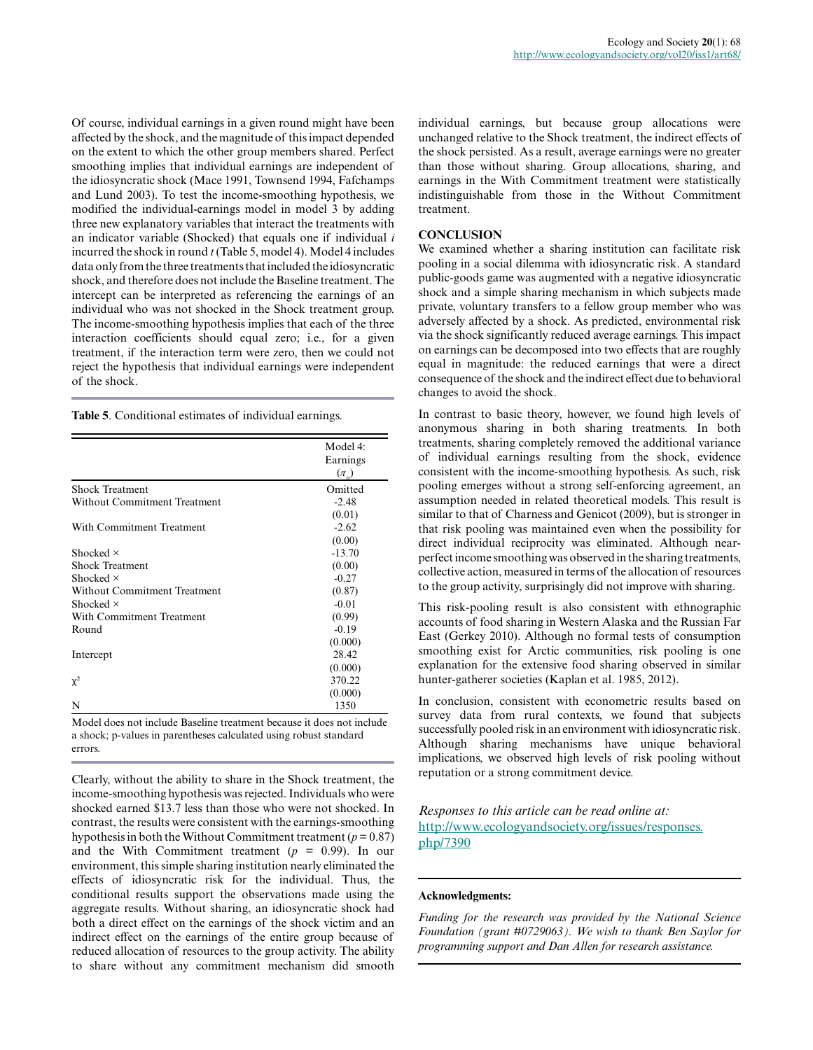Of course, individual earnings in a given round might have been affected by the shock, and the magnitude of this impact depended on the extent to which the other group members shared. Perfect smoothing implies that individual earnings are independent of the idiosyncratic shock (Mace 1991, Townsend 1994, Fafchamps and Lund 2003). To test the income-smoothing hypothesis, we modified the individual-earnings model in model 3 by adding three new explanatory variables that interact the treatments with an indicator variable (Shocked) that equals one if individual $i$ incurred the shock in round $t$ (Table 5, model 4). Model 4 includes data only from the three treatments that included the idiosyncratic shock, and therefore does not include the Baseline treatment. The intercept can be interpreted as referencing the earnings of an individual who was not shocked in the Shock treatment group. The income-smoothing hypothesis implies that each of the three interaction coefficients should equal zero; i.e., for a given treatment, if the interaction term were zero, then we could not reject the hypothesis that individual earnings were independent of the shock.

**Table 5**. Conditional estimates of individual earnings.

| | Model 4: Earnings ($\pi_{it}$) |
|---|---|
| Shock Treatment | Omitted |
| Without Commitment Treatment | -2.48 |
| | (0.01) |
| With Commitment Treatment | -2.62 |
| | (0.00) |
| Shocked × Shock Treatment | -13.70 |
| | (0.00) |
| Shocked × Without Commitment Treatment | -0.27 |
| | (0.87) |
| Shocked × With Commitment Treatment | -0.01 |
| | (0.99) |
| Round | -0.19 |
| | (0.000) |
| Intercept | 28.42 |
| | (0.000) |
| $\chi^2$ | 370.22 |
| | (0.000) |
| N | 1350 |

Model does not include Baseline treatment because it does not include a shock; p-values in parentheses calculated using robust standard errors.

Clearly, without the ability to share in the Shock treatment, the income-smoothing hypothesis was rejected. Individuals who were shocked earned $13.7 less than those who were not shocked. In contrast, the results were consistent with the earnings-smoothing hypothesis in both the Without Commitment treatment ($p = 0.87$) and the With Commitment treatment ($p = 0.99$). In our environment, this simple sharing institution nearly eliminated the effects of idiosyncratic risk for the individual. Thus, the conditional results support the observations made using the aggregate results. Without sharing, an idiosyncratic shock had both a direct effect on the earnings of the shock victim and an indirect effect on the earnings of the entire group because of reduced allocation of resources to the group activity. The ability to share without any commitment mechanism did smooth individual earnings, but because group allocations were unchanged relative to the Shock treatment, the indirect effects of the shock persisted. As a result, average earnings were no greater than those without sharing. Group allocations, sharing, and earnings in the With Commitment treatment were statistically indistinguishable from those in the Without Commitment treatment.

## CONCLUSION

We examined whether a sharing institution can facilitate risk pooling in a social dilemma with idiosyncratic risk. A standard public-goods game was augmented with a negative idiosyncratic shock and a simple sharing mechanism in which subjects made private, voluntary transfers to a fellow group member who was adversely affected by a shock. As predicted, environmental risk via the shock significantly reduced average earnings. This impact on earnings can be decomposed into two effects that are roughly equal in magnitude: the reduced earnings that were a direct consequence of the shock and the indirect effect due to behavioral changes to avoid the shock.

In contrast to basic theory, however, we found high levels of anonymous sharing in both sharing treatments. In both treatments, sharing completely removed the additional variance of individual earnings resulting from the shock, evidence consistent with the income-smoothing hypothesis. As such, risk pooling emerges without a strong self-enforcing agreement, an assumption needed in related theoretical models. This result is similar to that of Charness and Genicot (2009), but is stronger in that risk pooling was maintained even when the possibility for direct individual reciprocity was eliminated. Although near-perfect income smoothing was observed in the sharing treatments, collective action, measured in terms of the allocation of resources to the group activity, surprisingly did not improve with sharing.

This risk-pooling result is also consistent with ethnographic accounts of food sharing in Western Alaska and the Russian Far East (Gerkey 2010). Although no formal tests of consumption smoothing exist for Arctic communities, risk pooling is one explanation for the extensive food sharing observed in similar hunter-gatherer societies (Kaplan et al. 1985, 2012).

In conclusion, consistent with econometric results based on survey data from rural contexts, we found that subjects successfully pooled risk in an environment with idiosyncratic risk. Although sharing mechanisms have unique behavioral implications, we observed high levels of risk pooling without reputation or a strong commitment device.

*Responses to this article can be read online at:*
http://www.ecologyandsociety.org/issues/responses.php/7390

**Acknowledgments:**

*Funding for the research was provided by the National Science Foundation (grant #0729063). We wish to thank Ben Saylor for programming support and Dan Allen for research assistance.*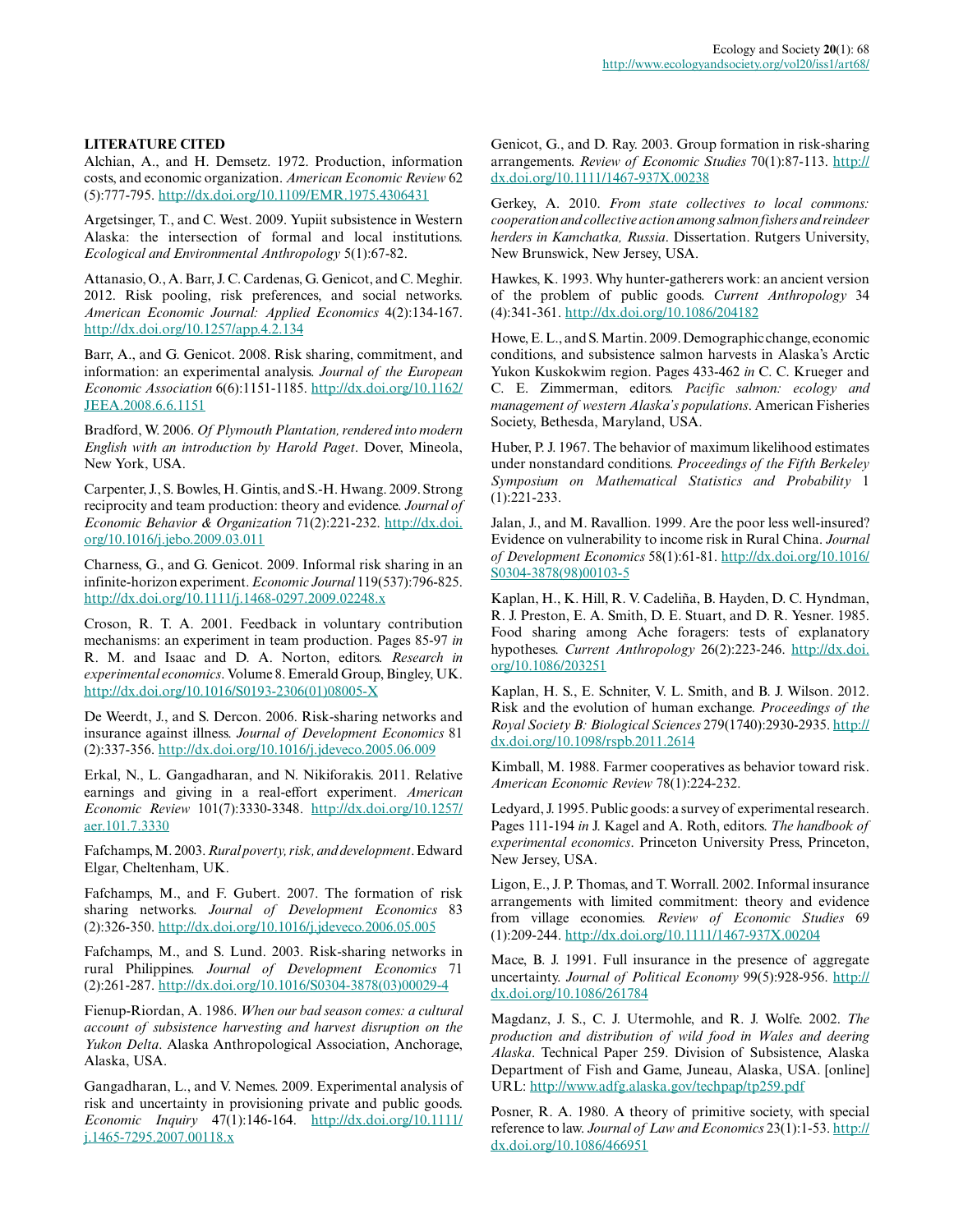**LITERATURE CITED**

Alchian, A., and H. Demsetz. 1972. Production, information costs, and economic organization. *American Economic Review* 62 (5):777-795. http://dx.doi.org/10.1109/EMR.1975.4306431

Argetsinger, T., and C. West. 2009. Yupiit subsistence in Western Alaska: the intersection of formal and local institutions. *Ecological and Environmental Anthropology* 5(1):67-82.

Attanasio, O., A. Barr, J. C. Cardenas, G. Genicot, and C. Meghir. 2012. Risk pooling, risk preferences, and social networks. *American Economic Journal: Applied Economics* 4(2):134-167. http://dx.doi.org/10.1257/app.4.2.134

Barr, A., and G. Genicot. 2008. Risk sharing, commitment, and information: an experimental analysis. *Journal of the European Economic Association* 6(6):1151-1185. http://dx.doi.org/10.1162/JEEA.2008.6.6.1151

Bradford, W. 2006. *Of Plymouth Plantation, rendered into modern English with an introduction by Harold Paget*. Dover, Mineola, New York, USA.

Carpenter, J., S. Bowles, H. Gintis, and S.-H. Hwang. 2009. Strong reciprocity and team production: theory and evidence. *Journal of Economic Behavior & Organization* 71(2):221-232. http://dx.doi.org/10.1016/j.jebo.2009.03.011

Charness, G., and G. Genicot. 2009. Informal risk sharing in an infinite-horizon experiment. *Economic Journal* 119(537):796-825. http://dx.doi.org/10.1111/j.1468-0297.2009.02248.x

Croson, R. T. A. 2001. Feedback in voluntary contribution mechanisms: an experiment in team production. Pages 85-97 *in* R. M. and Isaac and D. A. Norton, editors. *Research in experimental economics*. Volume 8. Emerald Group, Bingley, UK. http://dx.doi.org/10.1016/S0193-2306(01)08005-X

De Weerdt, J., and S. Dercon. 2006. Risk-sharing networks and insurance against illness. *Journal of Development Economics* 81 (2):337-356. http://dx.doi.org/10.1016/j.jdeveco.2005.06.009

Erkal, N., L. Gangadharan, and N. Nikiforakis. 2011. Relative earnings and giving in a real-effort experiment. *American Economic Review* 101(7):3330-3348. http://dx.doi.org/10.1257/aer.101.7.3330

Fafchamps, M. 2003. *Rural poverty, risk, and development*. Edward Elgar, Cheltenham, UK.

Fafchamps, M., and F. Gubert. 2007. The formation of risk sharing networks. *Journal of Development Economics* 83 (2):326-350. http://dx.doi.org/10.1016/j.jdeveco.2006.05.005

Fafchamps, M., and S. Lund. 2003. Risk-sharing networks in rural Philippines. *Journal of Development Economics* 71 (2):261-287. http://dx.doi.org/10.1016/S0304-3878(03)00029-4

Fienup-Riordan, A. 1986. *When our bad season comes: a cultural account of subsistence harvesting and harvest disruption on the Yukon Delta*. Alaska Anthropological Association, Anchorage, Alaska, USA.

Gangadharan, L., and V. Nemes. 2009. Experimental analysis of risk and uncertainty in provisioning private and public goods. *Economic Inquiry* 47(1):146-164. http://dx.doi.org/10.1111/j.1465-7295.2007.00118.x

Genicot, G., and D. Ray. 2003. Group formation in risk-sharing arrangements. *Review of Economic Studies* 70(1):87-113. http://dx.doi.org/10.1111/1467-937X.00238

Gerkey, A. 2010. *From state collectives to local commons: cooperation and collective action among salmon fishers and reindeer herders in Kamchatka, Russia*. Dissertation. Rutgers University, New Brunswick, New Jersey, USA.

Hawkes, K. 1993. Why hunter-gatherers work: an ancient version of the problem of public goods. *Current Anthropology* 34 (4):341-361. http://dx.doi.org/10.1086/204182

Howe, E. L., and S. Martin. 2009. Demographic change, economic conditions, and subsistence salmon harvests in Alaska's Arctic Yukon Kuskokwim region. Pages 433-462 *in* C. C. Krueger and C. E. Zimmerman, editors. *Pacific salmon: ecology and management of western Alaska's populations*. American Fisheries Society, Bethesda, Maryland, USA.

Huber, P. J. 1967. The behavior of maximum likelihood estimates under nonstandard conditions. *Proceedings of the Fifth Berkeley Symposium on Mathematical Statistics and Probability* 1 (1):221-233.

Jalan, J., and M. Ravallion. 1999. Are the poor less well-insured? Evidence on vulnerability to income risk in Rural China. *Journal of Development Economics* 58(1):61-81. http://dx.doi.org/10.1016/S0304-3878(98)00103-5

Kaplan, H., K. Hill, R. V. Cadeliña, B. Hayden, D. C. Hyndman, R. J. Preston, E. A. Smith, D. E. Stuart, and D. R. Yesner. 1985. Food sharing among Ache foragers: tests of explanatory hypotheses. *Current Anthropology* 26(2):223-246. http://dx.doi.org/10.1086/203251

Kaplan, H. S., E. Schniter, V. L. Smith, and B. J. Wilson. 2012. Risk and the evolution of human exchange. *Proceedings of the Royal Society B: Biological Sciences* 279(1740):2930-2935. http://dx.doi.org/10.1098/rspb.2011.2614

Kimball, M. 1988. Farmer cooperatives as behavior toward risk. *American Economic Review* 78(1):224-232.

Ledyard, J. 1995. Public goods: a survey of experimental research. Pages 111-194 *in* J. Kagel and A. Roth, editors. *The handbook of experimental economics*. Princeton University Press, Princeton, New Jersey, USA.

Ligon, E., J. P. Thomas, and T. Worrall. 2002. Informal insurance arrangements with limited commitment: theory and evidence from village economies. *Review of Economic Studies* 69 (1):209-244. http://dx.doi.org/10.1111/1467-937X.00204

Mace, B. J. 1991. Full insurance in the presence of aggregate uncertainty. *Journal of Political Economy* 99(5):928-956. http://dx.doi.org/10.1086/261784

Magdanz, J. S., C. J. Utermohle, and R. J. Wolfe. 2002. *The production and distribution of wild food in Wales and deering Alaska*. Technical Paper 259. Division of Subsistence, Alaska Department of Fish and Game, Juneau, Alaska, USA. [online] URL: http://www.adfg.alaska.gov/techpap/tp259.pdf

Posner, R. A. 1980. A theory of primitive society, with special reference to law. *Journal of Law and Economics* 23(1):1-53. http://dx.doi.org/10.1086/466951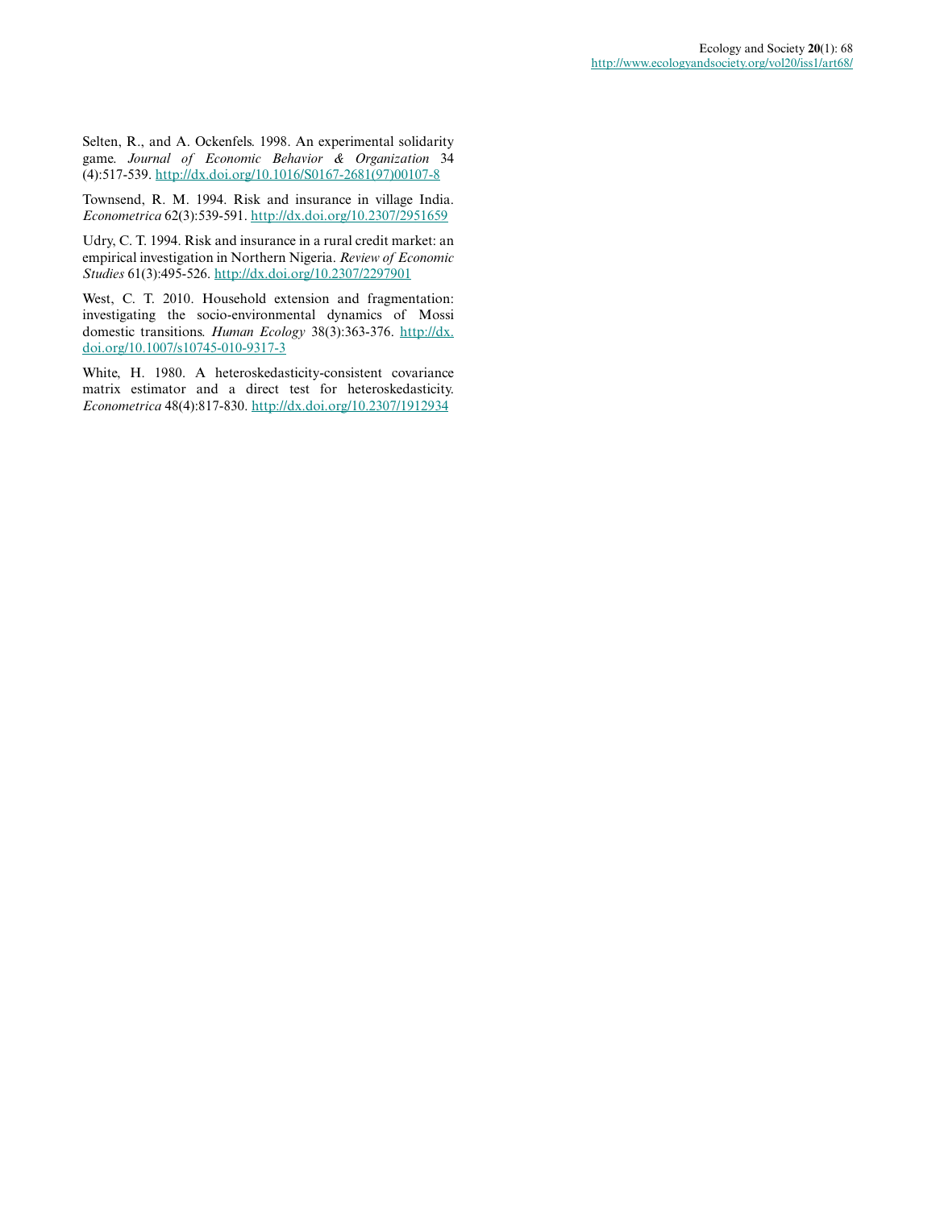Selten, R., and A. Ockenfels. 1998. An experimental solidarity game. *Journal of Economic Behavior & Organization* 34 (4):517-539. http://dx.doi.org/10.1016/S0167-2681(97)00107-8

Townsend, R. M. 1994. Risk and insurance in village India. *Econometrica* 62(3):539-591. http://dx.doi.org/10.2307/2951659

Udry, C. T. 1994. Risk and insurance in a rural credit market: an empirical investigation in Northern Nigeria. *Review of Economic Studies* 61(3):495-526. http://dx.doi.org/10.2307/2297901

West, C. T. 2010. Household extension and fragmentation: investigating the socio-environmental dynamics of Mossi domestic transitions. *Human Ecology* 38(3):363-376. http://dx.doi.org/10.1007/s10745-010-9317-3

White, H. 1980. A heteroskedasticity-consistent covariance matrix estimator and a direct test for heteroskedasticity. *Econometrica* 48(4):817-830. http://dx.doi.org/10.2307/1912934